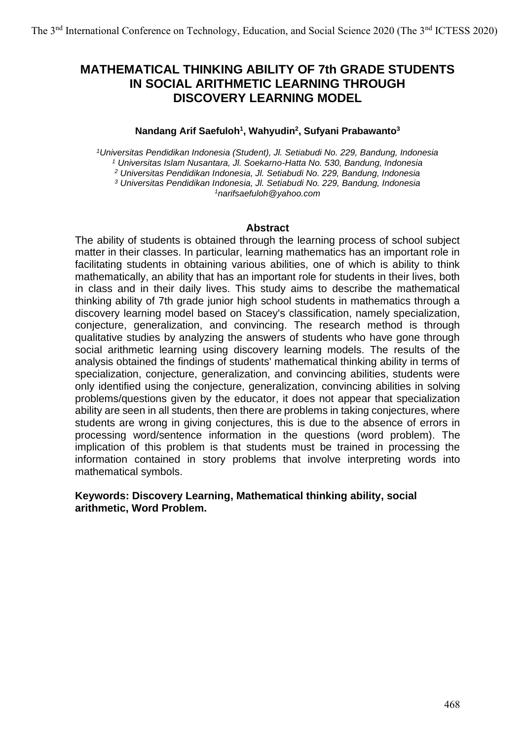# MATHEMATICAL THINKING ABILITY OF 7th GRADE STUDENTS IN SOCIAL ARITHMETIC LEARNING THROUGH DISCOVERY LEARNING MODEL

**Nandang Arif Saefuloh[1], Wahyudin[2], Sufyani Prabawanto[3]**

*[1]Universitas Pendidikan Indonesia (Student), Jl. Setiabudi No. 229, Bandung, Indonesia*
*[1] Universitas Islam Nusantara, Jl. Soekarno-Hatta No. 530, Bandung, Indonesia*
*[2] Universitas Pendidikan Indonesia, Jl. Setiabudi No. 229, Bandung, Indonesia*
*[3] Universitas Pendidikan Indonesia, Jl. Setiabudi No. 229, Bandung, Indonesia*
*[1]narifsaefuloh@yahoo.com*

## Abstract

The ability of students is obtained through the learning process of school subject matter in their classes. In particular, learning mathematics has an important role in facilitating students in obtaining various abilities, one of which is ability to think mathematically, an ability that has an important role for students in their lives, both in class and in their daily lives. This study aims to describe the mathematical thinking ability of 7th grade junior high school students in mathematics through a discovery learning model based on Stacey's classification, namely specialization, conjecture, generalization, and convincing. The research method is through qualitative studies by analyzing the answers of students who have gone through social arithmetic learning using discovery learning models. The results of the analysis obtained the findings of students' mathematical thinking ability in terms of specialization, conjecture, generalization, and convincing abilities, students were only identified using the conjecture, generalization, convincing abilities in solving problems/questions given by the educator, it does not appear that specialization ability are seen in all students, then there are problems in taking conjectures, where students are wrong in giving conjectures, this is due to the absence of errors in processing word/sentence information in the questions (word problem). The implication of this problem is that students must be trained in processing the information contained in story problems that involve interpreting words into mathematical symbols.

**Keywords: Discovery Learning, Mathematical thinking ability, social arithmetic, Word Problem.**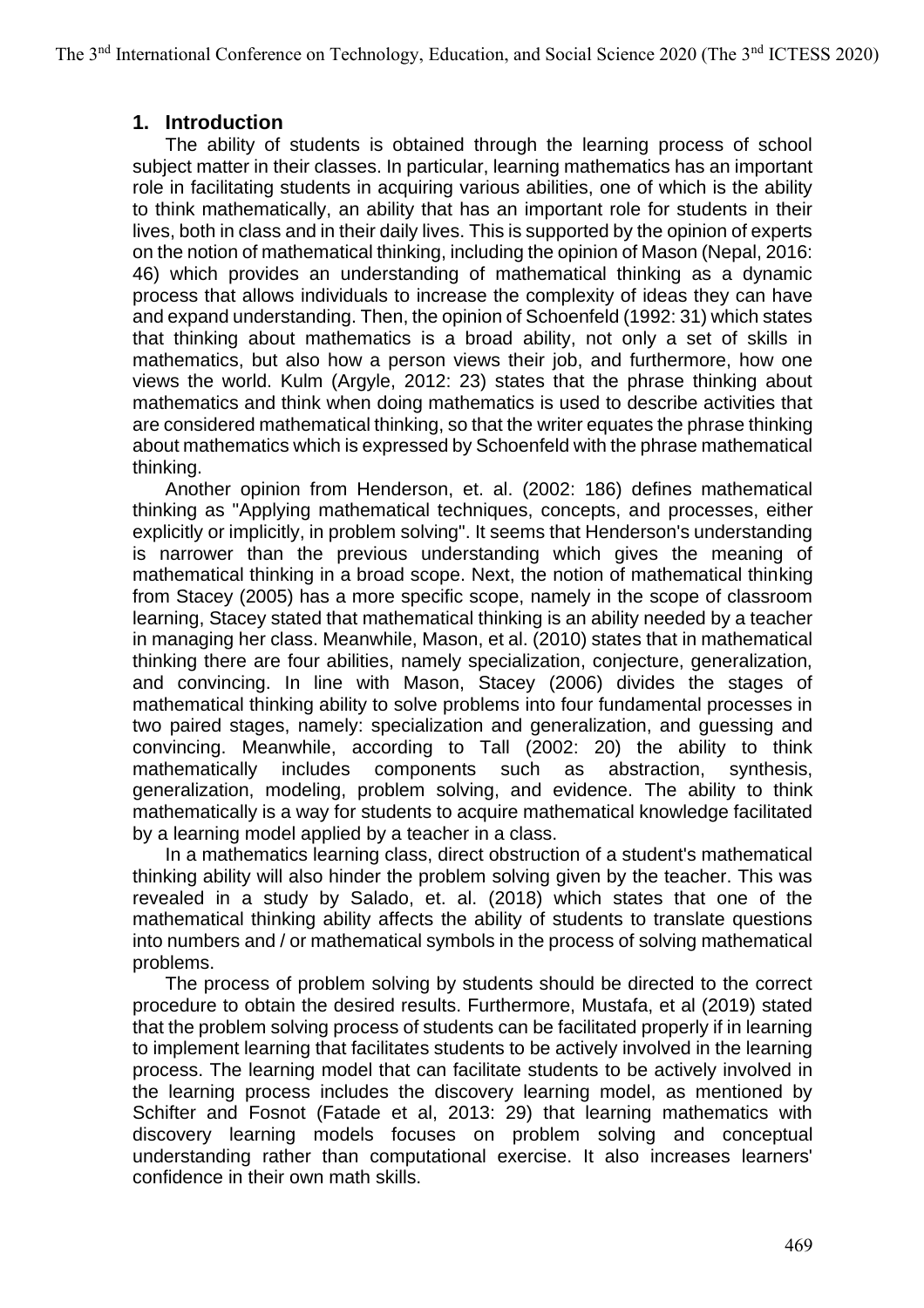## 1. Introduction

The ability of students is obtained through the learning process of school subject matter in their classes. In particular, learning mathematics has an important role in facilitating students in acquiring various abilities, one of which is the ability to think mathematically, an ability that has an important role for students in their lives, both in class and in their daily lives. This is supported by the opinion of experts on the notion of mathematical thinking, including the opinion of Mason (Nepal, 2016: 46) which provides an understanding of mathematical thinking as a dynamic process that allows individuals to increase the complexity of ideas they can have and expand understanding. Then, the opinion of Schoenfeld (1992: 31) which states that thinking about mathematics is a broad ability, not only a set of skills in mathematics, but also how a person views their job, and furthermore, how one views the world. Kulm (Argyle, 2012: 23) states that the phrase thinking about mathematics and think when doing mathematics is used to describe activities that are considered mathematical thinking, so that the writer equates the phrase thinking about mathematics which is expressed by Schoenfeld with the phrase mathematical thinking.

Another opinion from Henderson, et. al. (2002: 186) defines mathematical thinking as "Applying mathematical techniques, concepts, and processes, either explicitly or implicitly, in problem solving". It seems that Henderson's understanding is narrower than the previous understanding which gives the meaning of mathematical thinking in a broad scope. Next, the notion of mathematical thinking from Stacey (2005) has a more specific scope, namely in the scope of classroom learning, Stacey stated that mathematical thinking is an ability needed by a teacher in managing her class. Meanwhile, Mason, et al. (2010) states that in mathematical thinking there are four abilities, namely specialization, conjecture, generalization, and convincing. In line with Mason, Stacey (2006) divides the stages of mathematical thinking ability to solve problems into four fundamental processes in two paired stages, namely: specialization and generalization, and guessing and convincing. Meanwhile, according to Tall (2002: 20) the ability to think mathematically includes components such as abstraction, synthesis, generalization, modeling, problem solving, and evidence. The ability to think mathematically is a way for students to acquire mathematical knowledge facilitated by a learning model applied by a teacher in a class.

In a mathematics learning class, direct obstruction of a student's mathematical thinking ability will also hinder the problem solving given by the teacher. This was revealed in a study by Salado, et. al. (2018) which states that one of the mathematical thinking ability affects the ability of students to translate questions into numbers and / or mathematical symbols in the process of solving mathematical problems.

The process of problem solving by students should be directed to the correct procedure to obtain the desired results. Furthermore, Mustafa, et al (2019) stated that the problem solving process of students can be facilitated properly if in learning to implement learning that facilitates students to be actively involved in the learning process. The learning model that can facilitate students to be actively involved in the learning process includes the discovery learning model, as mentioned by Schifter and Fosnot (Fatade et al, 2013: 29) that learning mathematics with discovery learning models focuses on problem solving and conceptual understanding rather than computational exercise. It also increases learners' confidence in their own math skills.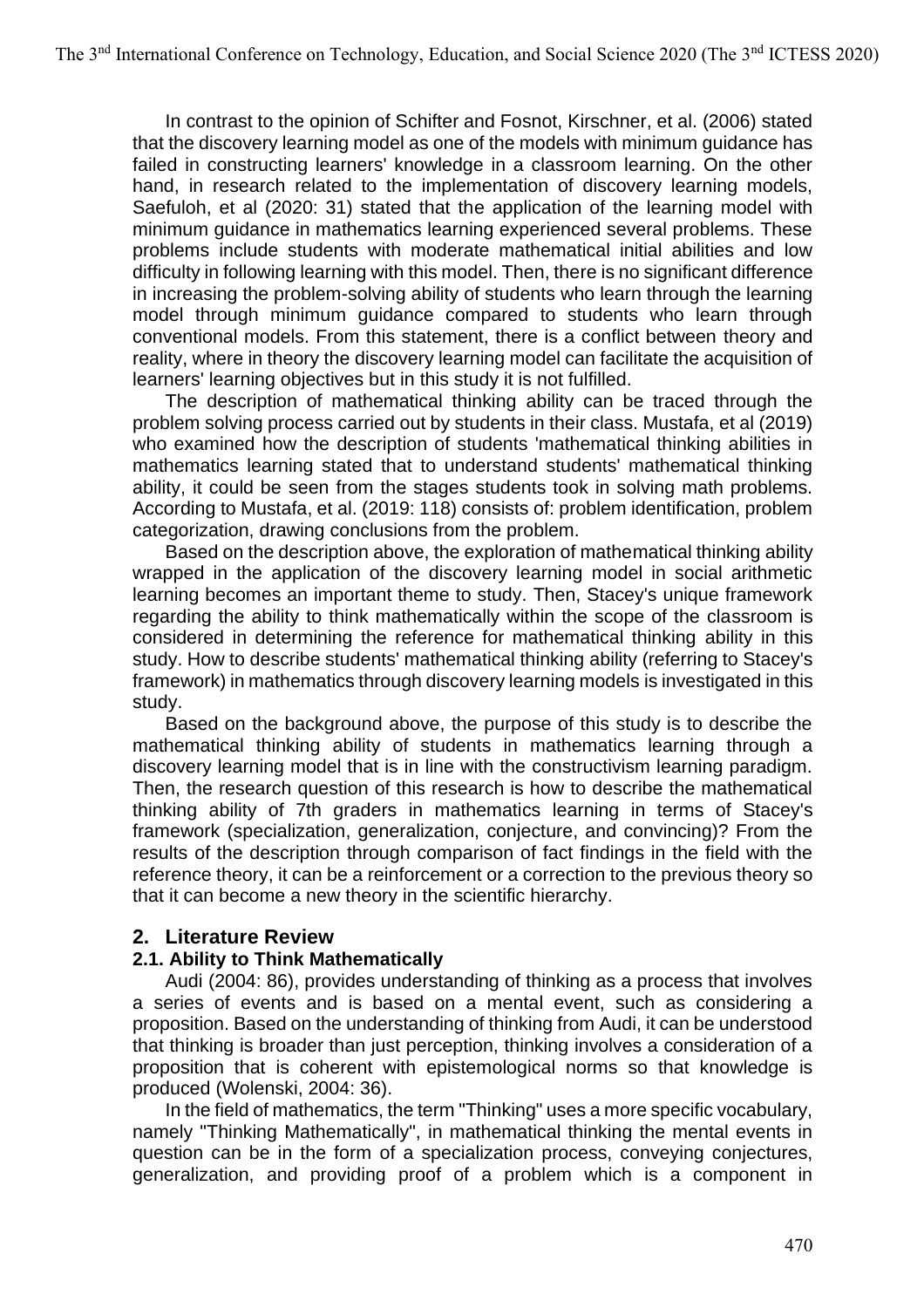In contrast to the opinion of Schifter and Fosnot, Kirschner, et al. (2006) stated that the discovery learning model as one of the models with minimum guidance has failed in constructing learners' knowledge in a classroom learning. On the other hand, in research related to the implementation of discovery learning models, Saefuloh, et al (2020: 31) stated that the application of the learning model with minimum guidance in mathematics learning experienced several problems. These problems include students with moderate mathematical initial abilities and low difficulty in following learning with this model. Then, there is no significant difference in increasing the problem-solving ability of students who learn through the learning model through minimum guidance compared to students who learn through conventional models. From this statement, there is a conflict between theory and reality, where in theory the discovery learning model can facilitate the acquisition of learners' learning objectives but in this study it is not fulfilled.

The description of mathematical thinking ability can be traced through the problem solving process carried out by students in their class. Mustafa, et al (2019) who examined how the description of students 'mathematical thinking abilities in mathematics learning stated that to understand students' mathematical thinking ability, it could be seen from the stages students took in solving math problems. According to Mustafa, et al. (2019: 118) consists of: problem identification, problem categorization, drawing conclusions from the problem.

Based on the description above, the exploration of mathematical thinking ability wrapped in the application of the discovery learning model in social arithmetic learning becomes an important theme to study. Then, Stacey's unique framework regarding the ability to think mathematically within the scope of the classroom is considered in determining the reference for mathematical thinking ability in this study. How to describe students' mathematical thinking ability (referring to Stacey's framework) in mathematics through discovery learning models is investigated in this study.

Based on the background above, the purpose of this study is to describe the mathematical thinking ability of students in mathematics learning through a discovery learning model that is in line with the constructivism learning paradigm. Then, the research question of this research is how to describe the mathematical thinking ability of 7th graders in mathematics learning in terms of Stacey's framework (specialization, generalization, conjecture, and convincing)? From the results of the description through comparison of fact findings in the field with the reference theory, it can be a reinforcement or a correction to the previous theory so that it can become a new theory in the scientific hierarchy.

## 2. Literature Review

### 2.1. Ability to Think Mathematically

Audi (2004: 86), provides understanding of thinking as a process that involves a series of events and is based on a mental event, such as considering a proposition. Based on the understanding of thinking from Audi, it can be understood that thinking is broader than just perception, thinking involves a consideration of a proposition that is coherent with epistemological norms so that knowledge is produced (Wolenski, 2004: 36).

In the field of mathematics, the term "Thinking" uses a more specific vocabulary, namely "Thinking Mathematically", in mathematical thinking the mental events in question can be in the form of a specialization process, conveying conjectures, generalization, and providing proof of a problem which is a component in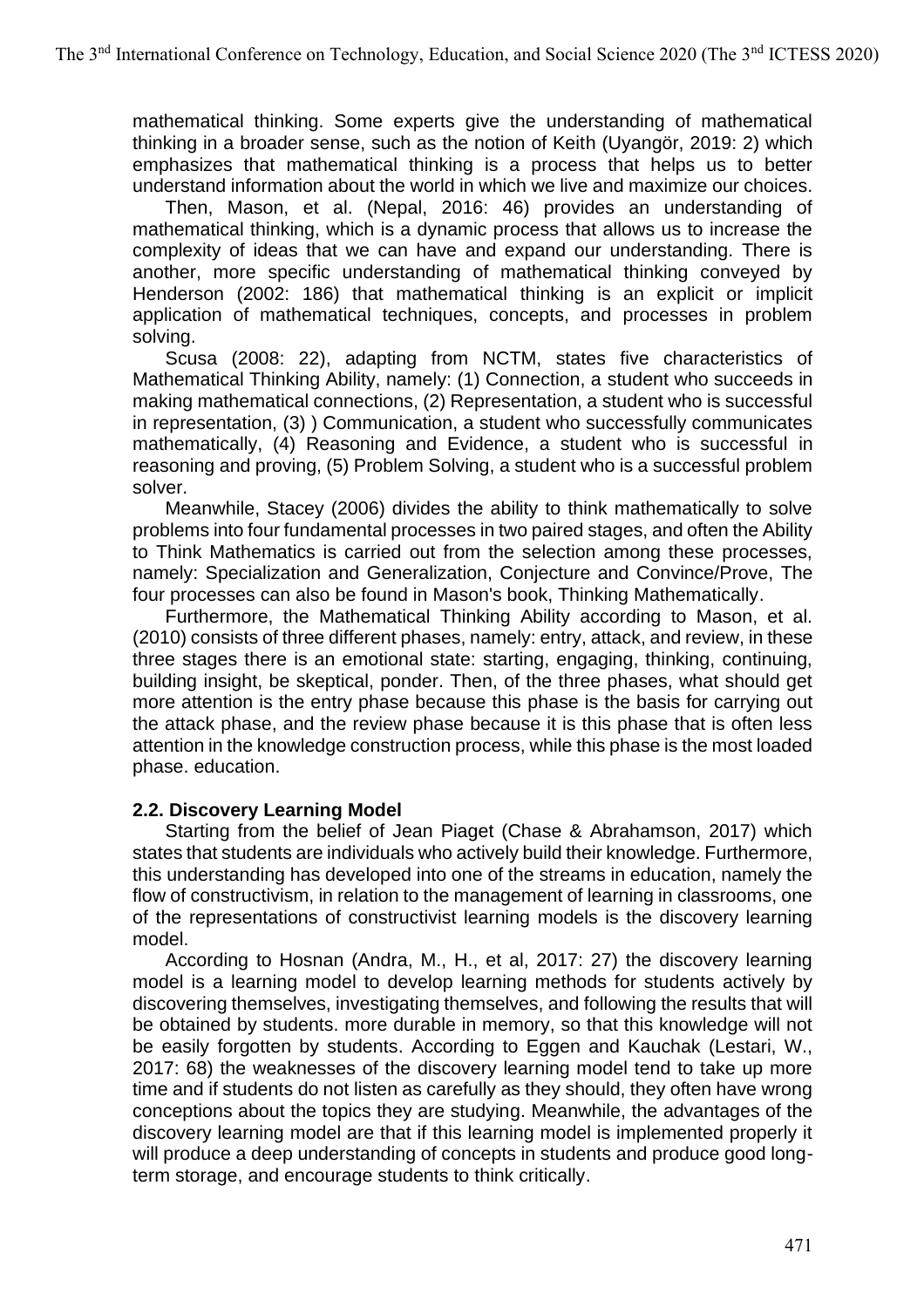mathematical thinking. Some experts give the understanding of mathematical thinking in a broader sense, such as the notion of Keith (Uyangör, 2019: 2) which emphasizes that mathematical thinking is a process that helps us to better understand information about the world in which we live and maximize our choices.

Then, Mason, et al. (Nepal, 2016: 46) provides an understanding of mathematical thinking, which is a dynamic process that allows us to increase the complexity of ideas that we can have and expand our understanding. There is another, more specific understanding of mathematical thinking conveyed by Henderson (2002: 186) that mathematical thinking is an explicit or implicit application of mathematical techniques, concepts, and processes in problem solving.

Scusa (2008: 22), adapting from NCTM, states five characteristics of Mathematical Thinking Ability, namely: (1) Connection, a student who succeeds in making mathematical connections, (2) Representation, a student who is successful in representation, (3) ) Communication, a student who successfully communicates mathematically, (4) Reasoning and Evidence, a student who is successful in reasoning and proving, (5) Problem Solving, a student who is a successful problem solver.

Meanwhile, Stacey (2006) divides the ability to think mathematically to solve problems into four fundamental processes in two paired stages, and often the Ability to Think Mathematics is carried out from the selection among these processes, namely: Specialization and Generalization, Conjecture and Convince/Prove, The four processes can also be found in Mason's book, Thinking Mathematically.

Furthermore, the Mathematical Thinking Ability according to Mason, et al. (2010) consists of three different phases, namely: entry, attack, and review, in these three stages there is an emotional state: starting, engaging, thinking, continuing, building insight, be skeptical, ponder. Then, of the three phases, what should get more attention is the entry phase because this phase is the basis for carrying out the attack phase, and the review phase because it is this phase that is often less attention in the knowledge construction process, while this phase is the most loaded phase. education.

### 2.2. Discovery Learning Model

Starting from the belief of Jean Piaget (Chase & Abrahamson, 2017) which states that students are individuals who actively build their knowledge. Furthermore, this understanding has developed into one of the streams in education, namely the flow of constructivism, in relation to the management of learning in classrooms, one of the representations of constructivist learning models is the discovery learning model.

According to Hosnan (Andra, M., H., et al, 2017: 27) the discovery learning model is a learning model to develop learning methods for students actively by discovering themselves, investigating themselves, and following the results that will be obtained by students. more durable in memory, so that this knowledge will not be easily forgotten by students. According to Eggen and Kauchak (Lestari, W., 2017: 68) the weaknesses of the discovery learning model tend to take up more time and if students do not listen as carefully as they should, they often have wrong conceptions about the topics they are studying. Meanwhile, the advantages of the discovery learning model are that if this learning model is implemented properly it will produce a deep understanding of concepts in students and produce good long-term storage, and encourage students to think critically.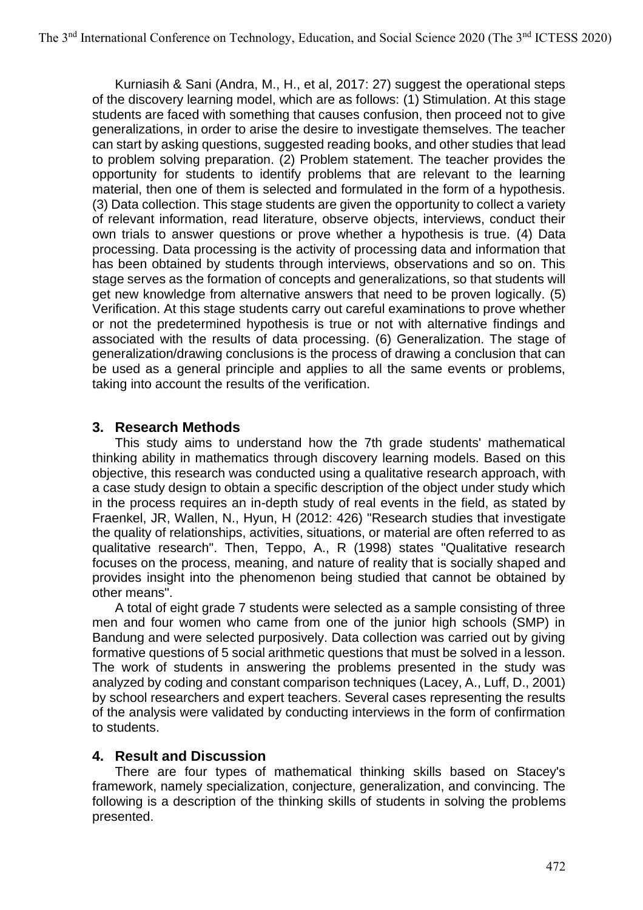Kurniasih & Sani (Andra, M., H., et al, 2017: 27) suggest the operational steps of the discovery learning model, which are as follows: (1) Stimulation. At this stage students are faced with something that causes confusion, then proceed not to give generalizations, in order to arise the desire to investigate themselves. The teacher can start by asking questions, suggested reading books, and other studies that lead to problem solving preparation. (2) Problem statement. The teacher provides the opportunity for students to identify problems that are relevant to the learning material, then one of them is selected and formulated in the form of a hypothesis. (3) Data collection. This stage students are given the opportunity to collect a variety of relevant information, read literature, observe objects, interviews, conduct their own trials to answer questions or prove whether a hypothesis is true. (4) Data processing. Data processing is the activity of processing data and information that has been obtained by students through interviews, observations and so on. This stage serves as the formation of concepts and generalizations, so that students will get new knowledge from alternative answers that need to be proven logically. (5) Verification. At this stage students carry out careful examinations to prove whether or not the predetermined hypothesis is true or not with alternative findings and associated with the results of data processing. (6) Generalization. The stage of generalization/drawing conclusions is the process of drawing a conclusion that can be used as a general principle and applies to all the same events or problems, taking into account the results of the verification.

## 3. Research Methods

This study aims to understand how the 7th grade students' mathematical thinking ability in mathematics through discovery learning models. Based on this objective, this research was conducted using a qualitative research approach, with a case study design to obtain a specific description of the object under study which in the process requires an in-depth study of real events in the field, as stated by Fraenkel, JR, Wallen, N., Hyun, H (2012: 426) "Research studies that investigate the quality of relationships, activities, situations, or material are often referred to as qualitative research". Then, Teppo, A., R (1998) states "Qualitative research focuses on the process, meaning, and nature of reality that is socially shaped and provides insight into the phenomenon being studied that cannot be obtained by other means".

A total of eight grade 7 students were selected as a sample consisting of three men and four women who came from one of the junior high schools (SMP) in Bandung and were selected purposively. Data collection was carried out by giving formative questions of 5 social arithmetic questions that must be solved in a lesson. The work of students in answering the problems presented in the study was analyzed by coding and constant comparison techniques (Lacey, A., Luff, D., 2001) by school researchers and expert teachers. Several cases representing the results of the analysis were validated by conducting interviews in the form of confirmation to students.

## 4. Result and Discussion

There are four types of mathematical thinking skills based on Stacey's framework, namely specialization, conjecture, generalization, and convincing. The following is a description of the thinking skills of students in solving the problems presented.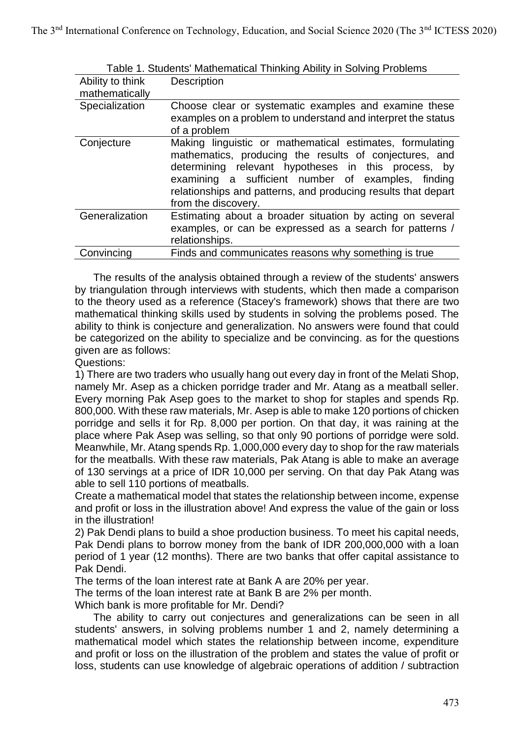Table 1. Students' Mathematical Thinking Ability in Solving Problems

| Ability to think mathematically | Description |
|---|---|
| Specialization | Choose clear or systematic examples and examine these examples on a problem to understand and interpret the status of a problem |
| Conjecture | Making linguistic or mathematical estimates, formulating mathematics, producing the results of conjectures, and determining relevant hypotheses in this process, by examining a sufficient number of examples, finding relationships and patterns, and producing results that depart from the discovery. |
| Generalization | Estimating about a broader situation by acting on several examples, or can be expressed as a search for patterns / relationships. |
| Convincing | Finds and communicates reasons why something is true |

The results of the analysis obtained through a review of the students' answers by triangulation through interviews with students, which then made a comparison to the theory used as a reference (Stacey's framework) shows that there are two mathematical thinking skills used by students in solving the problems posed. The ability to think is conjecture and generalization. No answers were found that could be categorized on the ability to specialize and be convincing. as for the questions given are as follows:

Questions:

1) There are two traders who usually hang out every day in front of the Melati Shop, namely Mr. Asep as a chicken porridge trader and Mr. Atang as a meatball seller. Every morning Pak Asep goes to the market to shop for staples and spends Rp. 800,000. With these raw materials, Mr. Asep is able to make 120 portions of chicken porridge and sells it for Rp. 8,000 per portion. On that day, it was raining at the place where Pak Asep was selling, so that only 90 portions of porridge were sold. Meanwhile, Mr. Atang spends Rp. 1,000,000 every day to shop for the raw materials for the meatballs. With these raw materials, Pak Atang is able to make an average of 130 servings at a price of IDR 10,000 per serving. On that day Pak Atang was able to sell 110 portions of meatballs.

Create a mathematical model that states the relationship between income, expense and profit or loss in the illustration above! And express the value of the gain or loss in the illustration!

2) Pak Dendi plans to build a shoe production business. To meet his capital needs, Pak Dendi plans to borrow money from the bank of IDR 200,000,000 with a loan period of 1 year (12 months). There are two banks that offer capital assistance to Pak Dendi.

The terms of the loan interest rate at Bank A are 20% per year.

The terms of the loan interest rate at Bank B are 2% per month.

Which bank is more profitable for Mr. Dendi?

The ability to carry out conjectures and generalizations can be seen in all students' answers, in solving problems number 1 and 2, namely determining a mathematical model which states the relationship between income, expenditure and profit or loss on the illustration of the problem and states the value of profit or loss, students can use knowledge of algebraic operations of addition / subtraction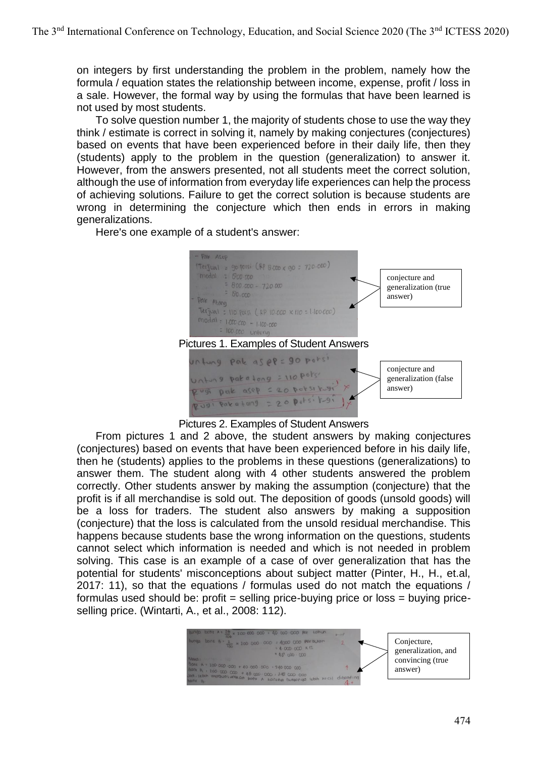on integers by first understanding the problem in the problem, namely how the formula / equation states the relationship between income, expense, profit / loss in a sale. However, the formal way by using the formulas that have been learned is not used by most students.

To solve question number 1, the majority of students chose to use the way they think / estimate is correct in solving it, namely by making conjectures (conjectures) based on events that have been experienced before in their daily life, then they (students) apply to the problem in the question (generalization) to answer it. However, from the answers presented, not all students meet the correct solution, although the use of information from everyday life experiences can help the process of achieving solutions. Failure to get the correct solution is because students are wrong in determining the conjecture which then ends in errors in making generalizations.

Here's one example of a student's answer:

Pictures 1. Examples of Student Answers

Pictures 2. Examples of Student Answers

From pictures 1 and 2 above, the student answers by making conjectures (conjectures) based on events that have been experienced before in his daily life, then he (students) applies to the problems in these questions (generalizations) to answer them. The student along with 4 other students answered the problem correctly. Other students answer by making the assumption (conjecture) that the profit is if all merchandise is sold out. The deposition of goods (unsold goods) will be a loss for traders. The student also answers by making a supposition (conjecture) that the loss is calculated from the unsold residual merchandise. This happens because students base the wrong information on the questions, students cannot select which information is needed and which is not needed in problem solving. This case is an example of a case of over generalization that has the potential for students' misconceptions about subject matter (Pinter, H., H., et.al, 2017: 11), so that the equations / formulas used do not match the equations / formulas used should be: profit = selling price-buying price or loss = buying price-selling price. (Wintarti, A., et al., 2008: 112).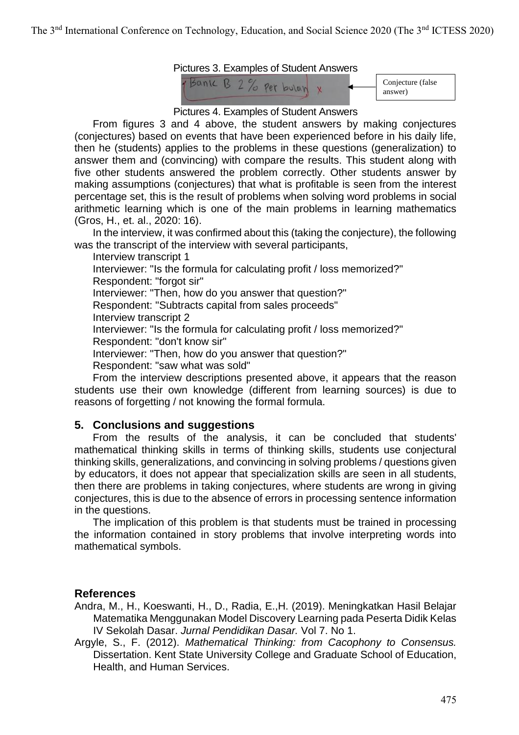Pictures 3. Examples of Student Answers

Conjecture (false answer)

Pictures 4. Examples of Student Answers

From figures 3 and 4 above, the student answers by making conjectures (conjectures) based on events that have been experienced before in his daily life, then he (students) applies to the problems in these questions (generalization) to answer them and (convincing) with compare the results. This student along with five other students answered the problem correctly. Other students answer by making assumptions (conjectures) that what is profitable is seen from the interest percentage set, this is the result of problems when solving word problems in social arithmetic learning which is one of the main problems in learning mathematics (Gros, H., et. al., 2020: 16).

In the interview, it was confirmed about this (taking the conjecture), the following was the transcript of the interview with several participants,

Interview transcript 1

Interviewer: "Is the formula for calculating profit / loss memorized?"

Respondent: "forgot sir"

Interviewer: "Then, how do you answer that question?"

Respondent: "Subtracts capital from sales proceeds"

Interview transcript 2

Interviewer: "Is the formula for calculating profit / loss memorized?"

Respondent: "don't know sir"

Interviewer: "Then, how do you answer that question?"

Respondent: "saw what was sold"

From the interview descriptions presented above, it appears that the reason students use their own knowledge (different from learning sources) is due to reasons of forgetting / not knowing the formal formula.

## 5. Conclusions and suggestions

From the results of the analysis, it can be concluded that students' mathematical thinking skills in terms of thinking skills, students use conjectural thinking skills, generalizations, and convincing in solving problems / questions given by educators, it does not appear that specialization skills are seen in all students, then there are problems in taking conjectures, where students are wrong in giving conjectures, this is due to the absence of errors in processing sentence information in the questions.

The implication of this problem is that students must be trained in processing the information contained in story problems that involve interpreting words into mathematical symbols.

## References

Andra, M., H., Koeswanti, H., D., Radia, E.,H. (2019). Meningkatkan Hasil Belajar Matematika Menggunakan Model Discovery Learning pada Peserta Didik Kelas IV Sekolah Dasar. *Jurnal Pendidikan Dasar.* Vol 7. No 1.

Argyle, S., F. (2012). *Mathematical Thinking: from Cacophony to Consensus.* Dissertation. Kent State University College and Graduate School of Education, Health, and Human Services.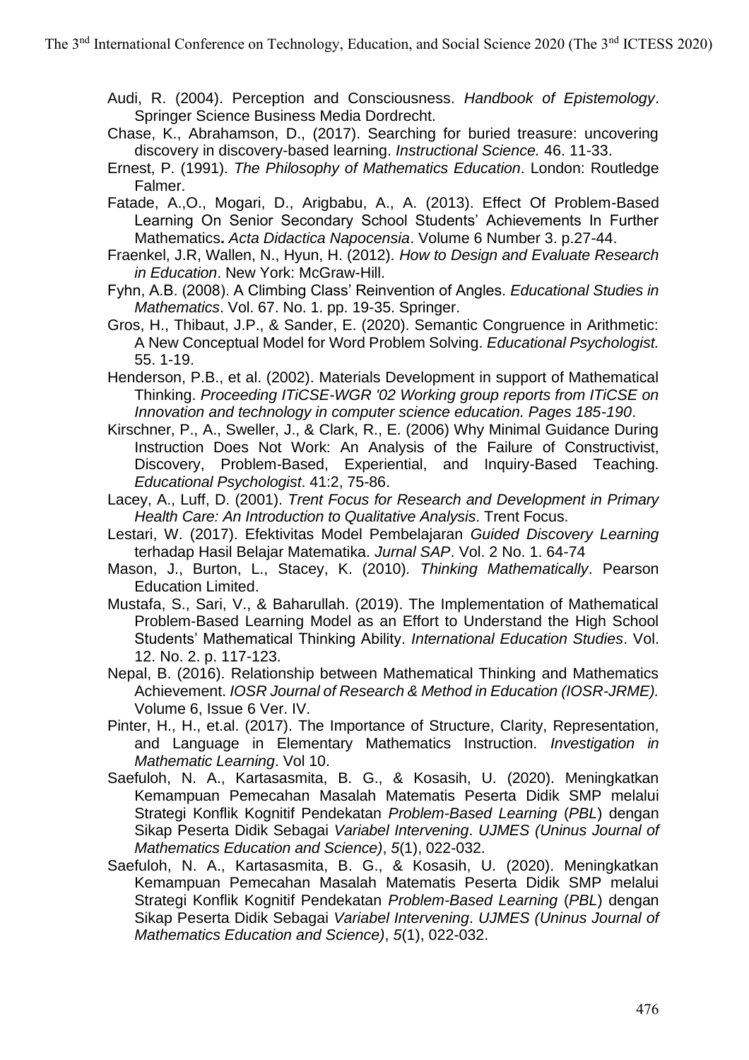Audi, R. (2004). Perception and Consciousness. *Handbook of Epistemology*. Springer Science Business Media Dordrecht.

Chase, K., Abrahamson, D., (2017). Searching for buried treasure: uncovering discovery in discovery-based learning. *Instructional Science.* 46. 11-33.

Ernest, P. (1991). *The Philosophy of Mathematics Education*. London: Routledge Falmer.

Fatade, A.,O., Mogari, D., Arigbabu, A., A. (2013). Effect Of Problem-Based Learning On Senior Secondary School Students' Achievements In Further Mathematics**.** *Acta Didactica Napocensia*. Volume 6 Number 3. p.27-44.

Fraenkel, J.R, Wallen, N., Hyun, H. (2012). *How to Design and Evaluate Research in Education*. New York: McGraw-Hill.

Fyhn, A.B. (2008). A Climbing Class' Reinvention of Angles. *Educational Studies in Mathematics*. Vol. 67. No. 1. pp. 19-35. Springer.

Gros, H., Thibaut, J.P., & Sander, E. (2020). Semantic Congruence in Arithmetic: A New Conceptual Model for Word Problem Solving. *Educational Psychologist.* 55. 1-19.

Henderson, P.B., et al. (2002). Materials Development in support of Mathematical Thinking. *Proceeding ITiCSE-WGR '02 Working group reports from ITiCSE on Innovation and technology in computer science education. Pages 185-190*.

Kirschner, P., A., Sweller, J., & Clark, R., E. (2006) Why Minimal Guidance During Instruction Does Not Work: An Analysis of the Failure of Constructivist, Discovery, Problem-Based, Experiential, and Inquiry-Based Teaching. *Educational Psychologist*. 41:2, 75-86.

Lacey, A., Luff, D. (2001). *Trent Focus for Research and Development in Primary Health Care: An Introduction to Qualitative Analysis*. Trent Focus.

Lestari, W. (2017). Efektivitas Model Pembelajaran *Guided Discovery Learning* terhadap Hasil Belajar Matematika. *Jurnal SAP*. Vol. 2 No. 1. 64-74

Mason, J., Burton, L., Stacey, K. (2010). *Thinking Mathematically*. Pearson Education Limited.

Mustafa, S., Sari, V., & Baharullah. (2019). The Implementation of Mathematical Problem-Based Learning Model as an Effort to Understand the High School Students' Mathematical Thinking Ability. *International Education Studies*. Vol. 12. No. 2. p. 117-123.

Nepal, B. (2016). Relationship between Mathematical Thinking and Mathematics Achievement. *IOSR Journal of Research & Method in Education (IOSR-JRME).* Volume 6, Issue 6 Ver. IV.

Pinter, H., H., et.al. (2017). The Importance of Structure, Clarity, Representation, and Language in Elementary Mathematics Instruction. *Investigation in Mathematic Learning*. Vol 10.

Saefuloh, N. A., Kartasasmita, B. G., & Kosasih, U. (2020). Meningkatkan Kemampuan Pemecahan Masalah Matematis Peserta Didik SMP melalui Strategi Konflik Kognitif Pendekatan *Problem-Based Learning* (*PBL*) dengan Sikap Peserta Didik Sebagai *Variabel Intervening*. *UJMES (Uninus Journal of Mathematics Education and Science)*, *5*(1), 022-032.

Saefuloh, N. A., Kartasasmita, B. G., & Kosasih, U. (2020). Meningkatkan Kemampuan Pemecahan Masalah Matematis Peserta Didik SMP melalui Strategi Konflik Kognitif Pendekatan *Problem-Based Learning* (*PBL*) dengan Sikap Peserta Didik Sebagai *Variabel Intervening*. *UJMES (Uninus Journal of Mathematics Education and Science)*, *5*(1), 022-032.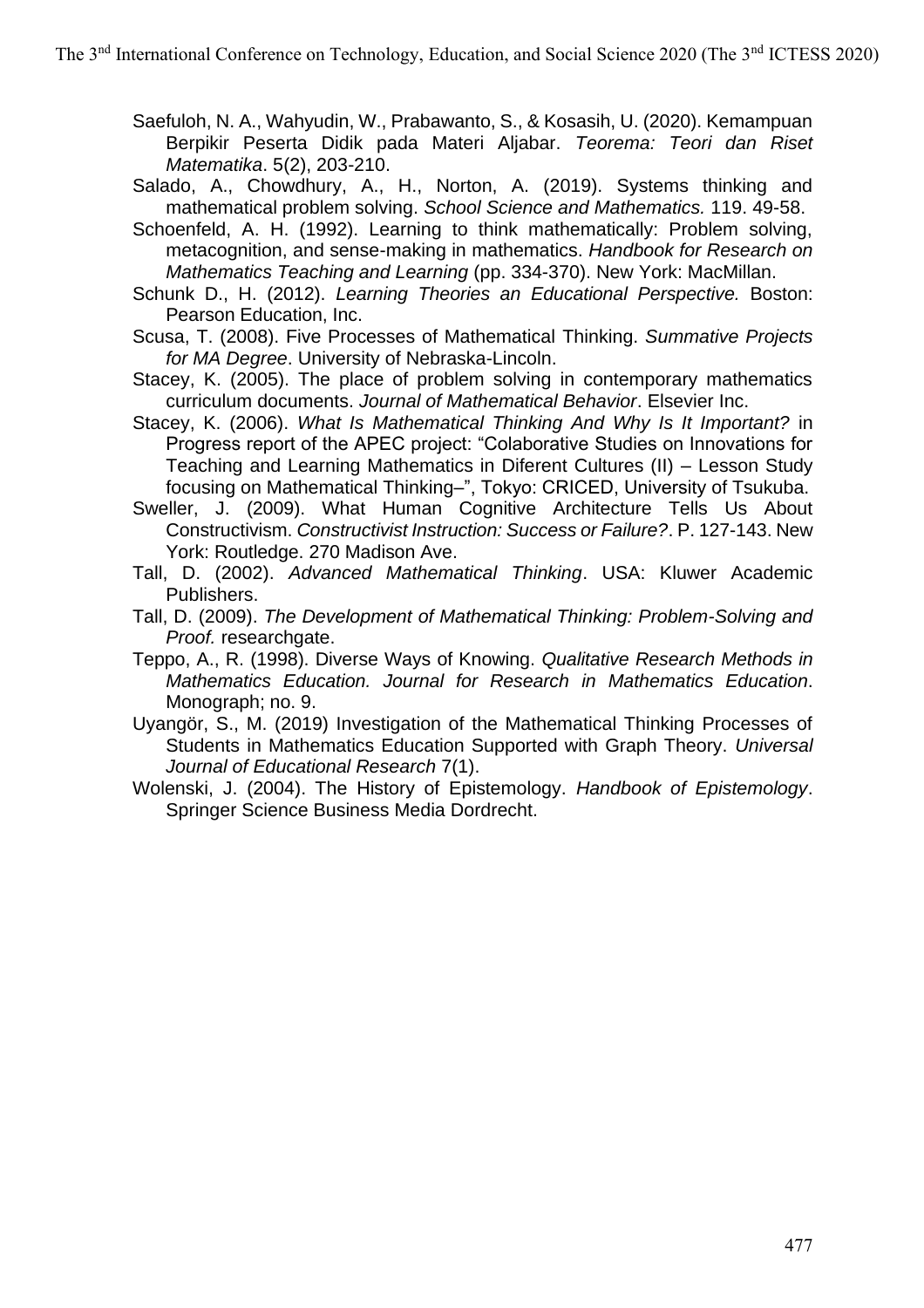Saefuloh, N. A., Wahyudin, W., Prabawanto, S., & Kosasih, U. (2020). Kemampuan Berpikir Peserta Didik pada Materi Aljabar. *Teorema: Teori dan Riset Matematika*. 5(2), 203-210.

Salado, A., Chowdhury, A., H., Norton, A. (2019). Systems thinking and mathematical problem solving. *School Science and Mathematics.* 119. 49-58.

Schoenfeld, A. H. (1992). Learning to think mathematically: Problem solving, metacognition, and sense-making in mathematics. *Handbook for Research on Mathematics Teaching and Learning* (pp. 334-370). New York: MacMillan.

Schunk D., H. (2012). *Learning Theories an Educational Perspective.* Boston: Pearson Education, Inc.

Scusa, T. (2008). Five Processes of Mathematical Thinking. *Summative Projects for MA Degree*. University of Nebraska-Lincoln.

Stacey, K. (2005). The place of problem solving in contemporary mathematics curriculum documents. *Journal of Mathematical Behavior*. Elsevier Inc.

Stacey, K. (2006). *What Is Mathematical Thinking And Why Is It Important?* in Progress report of the APEC project: "Colaborative Studies on Innovations for Teaching and Learning Mathematics in Diferent Cultures (II) – Lesson Study focusing on Mathematical Thinking–", Tokyo: CRICED, University of Tsukuba.

Sweller, J. (2009). What Human Cognitive Architecture Tells Us About Constructivism. *Constructivist Instruction: Success or Failure?*. P. 127-143. New York: Routledge. 270 Madison Ave.

Tall, D. (2002). *Advanced Mathematical Thinking*. USA: Kluwer Academic Publishers.

Tall, D. (2009). *The Development of Mathematical Thinking: Problem-Solving and Proof.* researchgate.

Teppo, A., R. (1998). Diverse Ways of Knowing. *Qualitative Research Methods in Mathematics Education. Journal for Research in Mathematics Education*. Monograph; no. 9.

Uyangör, S., M. (2019) Investigation of the Mathematical Thinking Processes of Students in Mathematics Education Supported with Graph Theory. *Universal Journal of Educational Research* 7(1).

Wolenski, J. (2004). The History of Epistemology. *Handbook of Epistemology*. Springer Science Business Media Dordrecht.